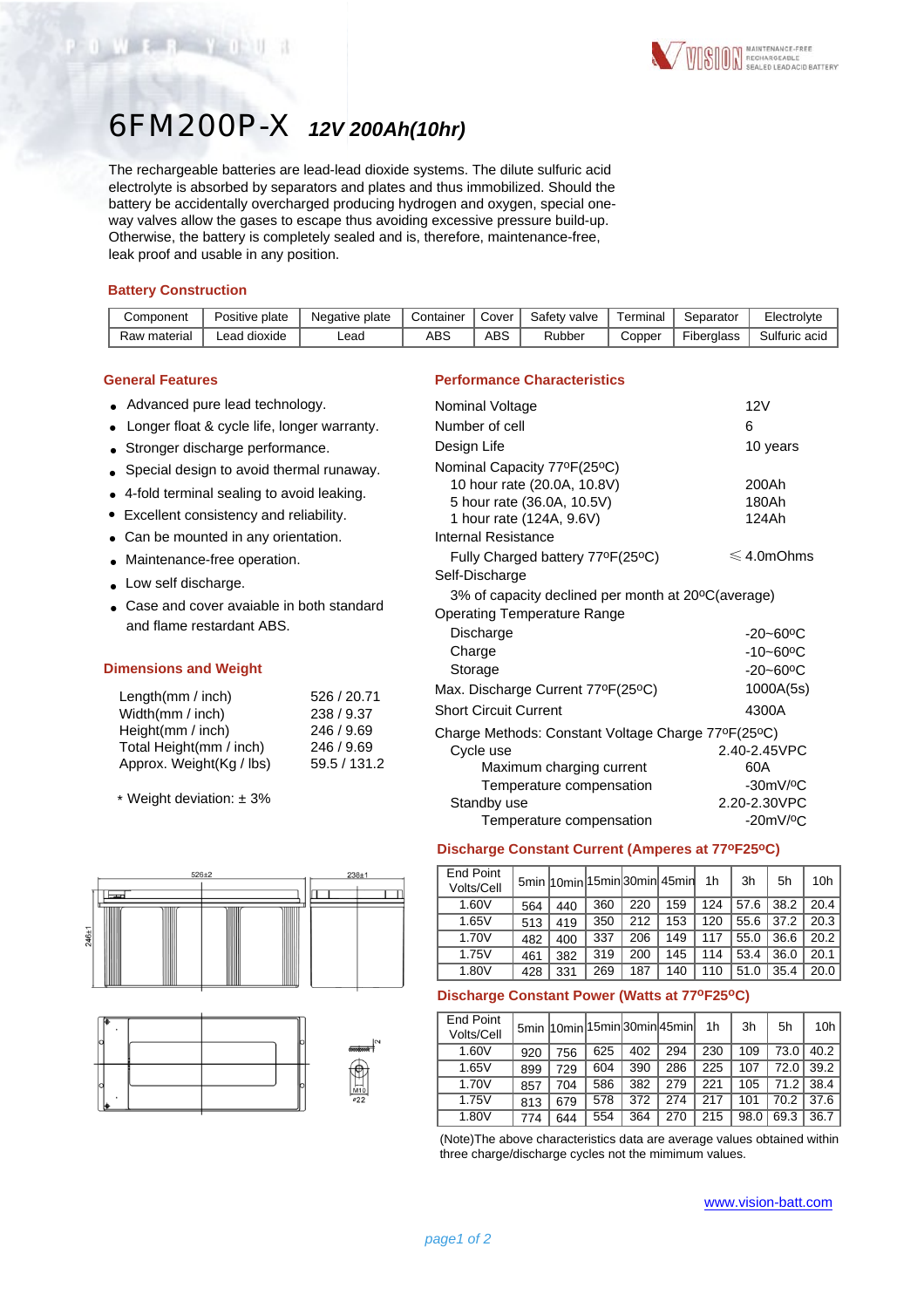# 6FM200P-X *12V 200Ah(10hr)*

The rechargeable batteries are lead-lead dioxide systems. The dilute sulfuric acid electrolyte is absorbed by separators and plates and thus immobilized. Should the battery be accidentally overcharged producing hydrogen and oxygen, special one-way valves allow the gases to escape thus avoiding excessive pressure build-up. Otherwise, the battery is completely sealed and is, therefore, maintenance-free, leak proof and usable in any position.

## Battery Construction

| Component | Positive plate | Negative plate | Container | Cover | Safety valve | Terminal | Separator | Electrolyte |
|---|---|---|---|---|---|---|---|---|
| Raw material | Lead dioxide | Lead | ABS | ABS | Rubber | Copper | Fiberglass | Sulfuric acid |

## General Features

- Advanced pure lead technology.
- Longer float & cycle life, longer warranty.
- Stronger discharge performance.
- Special design to avoid thermal runaway.
- 4-fold terminal sealing to avoid leaking.
- Excellent consistency and reliability.
- Can be mounted in any orientation.
- Maintenance-free operation.
- Low self discharge.
- Case and cover avaiable in both standard and flame restardant ABS.

## Dimensions and Weight

| | |
|---|---|
| Length(mm / inch) | 526 / 20.71 |
| Width(mm / inch) | 238 / 9.37 |
| Height(mm / inch) | 246 / 9.69 |
| Total Height(mm / inch) | 246 / 9.69 |
| Approx. Weight(Kg / lbs) | 59.5 / 131.2 |

* Weight deviation: ± 3%

## Performance Characteristics

| | |
|---|---|
| Nominal Voltage | 12V |
| Number of cell | 6 |
| Design Life | 10 years |
| Nominal Capacity 77ºF(25ºC) | |
| 10 hour rate (20.0A, 10.8V) | 200Ah |
| 5 hour rate (36.0A, 10.5V) | 180Ah |
| 1 hour rate (124A, 9.6V) | 124Ah |
| Internal Resistance | |
| Fully Charged battery 77ºF(25ºC) | ≤ 4.0mOhms |
| Self-Discharge | |
| 3% of capacity declined per month at 20ºC(average) | |
| Operating Temperature Range | |
| Discharge | -20~60ºC |
| Charge | -10~60ºC |
| Storage | -20~60ºC |
| Max. Discharge Current 77ºF(25ºC) | 1000A(5s) |
| Short Circuit Current | 4300A |
| Charge Methods: Constant Voltage Charge 77ºF(25ºC) | |
| Cycle use | 2.40-2.45VPC |
| Maximum charging current | 60A |
| Temperature compensation | -30mV/ºC |
| Standby use | 2.20-2.30VPC |
| Temperature compensation | -20mV/ºC |

## Discharge Constant Current (Amperes at 77ºF25ºC)

| End Point Volts/Cell | 5min | 10min | 15min | 30min | 45min | 1h | 3h | 5h | 10h |
|---|---|---|---|---|---|---|---|---|---|
| 1.60V | 564 | 440 | 360 | 220 | 159 | 124 | 57.6 | 38.2 | 20.4 |
| 1.65V | 513 | 419 | 350 | 212 | 153 | 120 | 55.6 | 37.2 | 20.3 |
| 1.70V | 482 | 400 | 337 | 206 | 149 | 117 | 55.0 | 36.6 | 20.2 |
| 1.75V | 461 | 382 | 319 | 200 | 145 | 114 | 53.4 | 36.0 | 20.1 |
| 1.80V | 428 | 331 | 269 | 187 | 140 | 110 | 51.0 | 35.4 | 20.0 |

## Discharge Constant Power (Watts at 77ºF25ºC)

| End Point Volts/Cell | 5min | 10min | 15min | 30min | 45min | 1h | 3h | 5h | 10h |
|---|---|---|---|---|---|---|---|---|---|
| 1.60V | 920 | 756 | 625 | 402 | 294 | 230 | 109 | 73.0 | 40.2 |
| 1.65V | 899 | 729 | 604 | 390 | 286 | 225 | 107 | 72.0 | 39.2 |
| 1.70V | 857 | 704 | 586 | 382 | 279 | 221 | 105 | 71.2 | 38.4 |
| 1.75V | 813 | 679 | 578 | 372 | 274 | 217 | 101 | 70.2 | 37.6 |
| 1.80V | 774 | 644 | 554 | 364 | 270 | 215 | 98.0 | 69.3 | 36.7 |

(Note)The above characteristics data are average values obtained within three charge/discharge cycles not the mimimum values.

www.vision-batt.com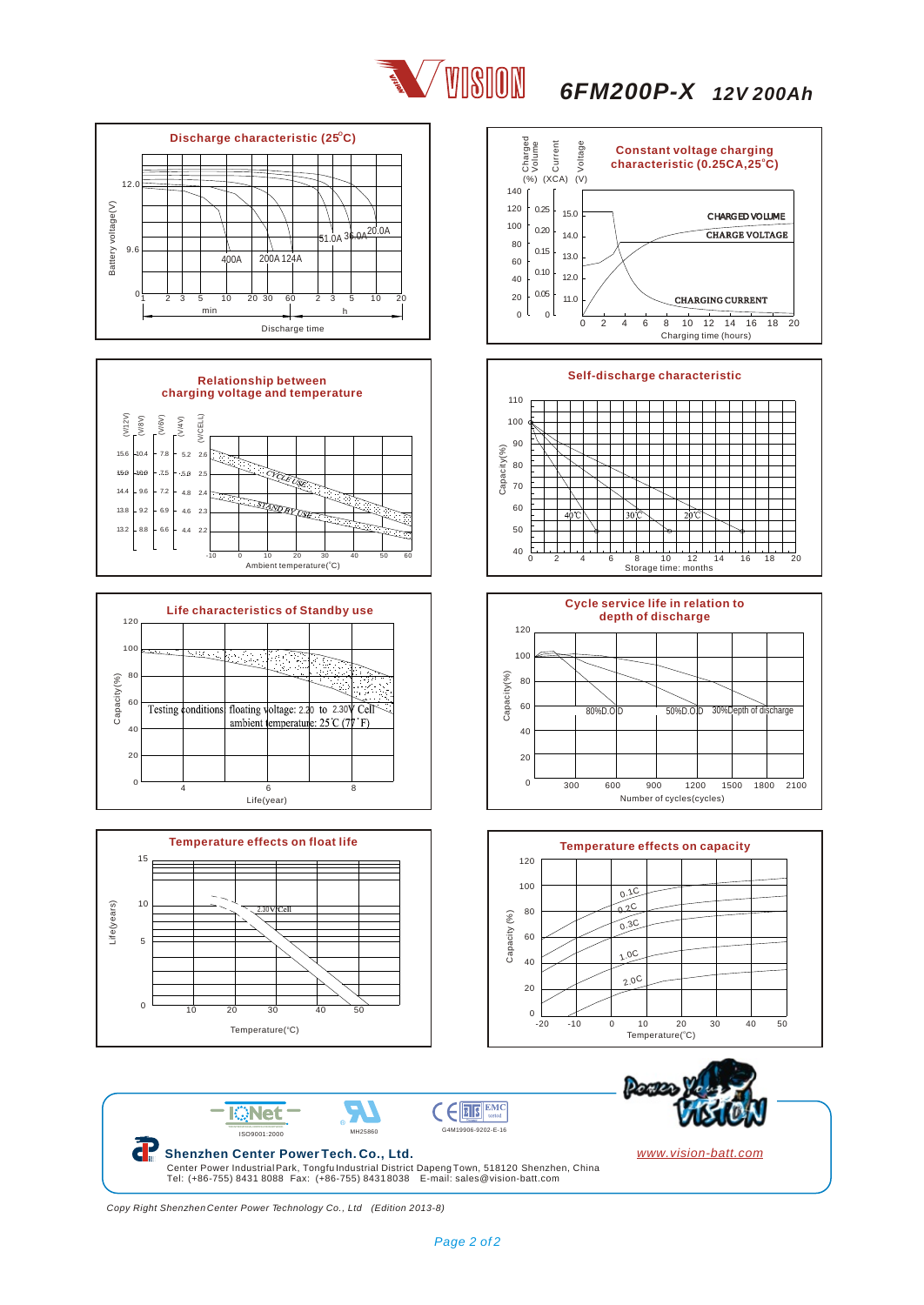# 6FM200P-X 12V 200Ah

## Discharge characteristic (25°C)

Battery voltage(V)

12.0
9.6
0

400A
200A 124A
51.0A 36.0A 20.0A

1 2 3 5 10 20 30 60 2 3 5 10 20

min
h

Discharge time

## Constant voltage charging characteristic (0.25CA,25°C)

Charged Volume (%)
Current (XCA)
Voltage (V)

140 120 100 80 60 40 20 0
0.25 0.20 0.15 0.10 0.05 0
15.0 14.0 13.0 12.0 11.0

CHARGED VOLUME
CHARGE VOLTAGE
CHARGING CURRENT

0 2 4 6 8 10 12 14 16 18 20

Charging time (hours)

## Relationship between charging voltage and temperature

(V/12V) (V/8V) (V/6V) (V/4V) (V/CELL)

15.6 10.4 7.8 5.2 2.6
15.0 10.0 7.5 5.0 2.5
14.4 9.6 7.2 4.8 2.4
13.8 9.2 6.9 4.6 2.3
13.2 8.8 6.6 4.4 2.2

CYCLE USE
STAND BY USE

-10 0 10 20 30 40 50 60

Ambient temperature(°C)

## Self-discharge characteristic

Capacity(%)

110 100 90 80 70 60 50 40

40°C 30°C 20°C

0 2 4 6 8 10 12 14 16 18 20

Storage time: months

## Life characteristics of Standby use

Capacity(%)

120 100 80 60 40 20 0

Testing conditions: floating voltage: 2.20 to 2.30V Cell
ambient temperature: 25°C (77°F)

4 6 8

Life(year)

## Cycle service life in relation to depth of discharge

Capacity(%)

120 100 80 60 40 20 0

80%D.O.D 50%D.O.D 30%Depth of discharge

300 600 900 1200 1500 1800 2100

Number of cycles(cycles)

## Temperature effects on float life

Life(years)

15 10 5 0

2.30V/Cell

10 20 30 40 50

Temperature(°C)

## Temperature effects on capacity

Capacity (%)

120 100 80 60 40 20 0

0.1C
0.2C
0.3C
1.0C
2.0C

-20 -10 0 10 20 30 40 50

Temperature(°C)

ISO9001:2000
MH25860
G4M19906-9202-E-16

**Shenzhen Center Power Tech. Co., Ltd.**

Center Power Industrial Park, Tongfu Industrial District Dapeng Town, 518120 Shenzhen, China
Tel: (+86-755) 8431 8088 Fax: (+86-755) 8431 8038 E-mail: sales@vision-batt.com

*www.vision-batt.com*

*Copy Right Shenzhen Center Power Technology Co., Ltd (Edition 2013-8)*